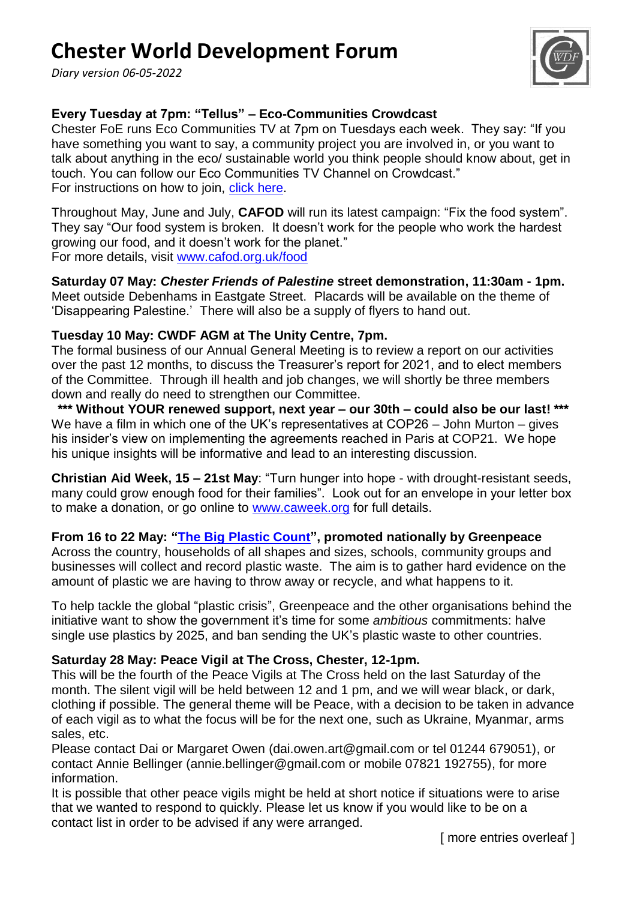# Chester World Development Forum

*Diary version 06-05-2022*

**Every Tuesday at 7pm: "Tellus" – Eco-Communities Crowdcast**
Chester FoE runs Eco Communities TV at 7pm on Tuesdays each week. They say: "If you have something you want to say, a community project you are involved in, or you want to talk about anything in the eco/ sustainable world you think people should know about, get in touch. You can follow our Eco Communities TV Channel on Crowdcast."
For instructions on how to join, click here.

Throughout May, June and July, **CAFOD** will run its latest campaign: "Fix the food system". They say "Our food system is broken. It doesn't work for the people who work the hardest growing our food, and it doesn't work for the planet."
For more details, visit www.cafod.org.uk/food

**Saturday 07 May: *Chester Friends of Palestine* street demonstration, 11:30am - 1pm.**
Meet outside Debenhams in Eastgate Street. Placards will be available on the theme of 'Disappearing Palestine.' There will also be a supply of flyers to hand out.

**Tuesday 10 May: CWDF AGM at The Unity Centre, 7pm.**
The formal business of our Annual General Meeting is to review a report on our activities over the past 12 months, to discuss the Treasurer's report for 2021, and to elect members of the Committee. Through ill health and job changes, we will shortly be three members down and really do need to strengthen our Committee.
**\*\*\* Without YOUR renewed support, next year – our 30th – could also be our last! \*\*\***
We have a film in which one of the UK's representatives at COP26 – John Murton – gives his insider's view on implementing the agreements reached in Paris at COP21. We hope his unique insights will be informative and lead to an interesting discussion.

**Christian Aid Week, 15 – 21st May**: "Turn hunger into hope - with drought-resistant seeds, many could grow enough food for their families". Look out for an envelope in your letter box to make a donation, or go online to www.caweek.org for full details.

**From 16 to 22 May: "The Big Plastic Count", promoted nationally by Greenpeace**
Across the country, households of all shapes and sizes, schools, community groups and businesses will collect and record plastic waste. The aim is to gather hard evidence on the amount of plastic we are having to throw away or recycle, and what happens to it.

To help tackle the global "plastic crisis", Greenpeace and the other organisations behind the initiative want to show the government it's time for some *ambitious* commitments: halve single use plastics by 2025, and ban sending the UK's plastic waste to other countries.

**Saturday 28 May: Peace Vigil at The Cross, Chester, 12-1pm.**
This will be the fourth of the Peace Vigils at The Cross held on the last Saturday of the month. The silent vigil will be held between 12 and 1 pm, and we will wear black, or dark, clothing if possible. The general theme will be Peace, with a decision to be taken in advance of each vigil as to what the focus will be for the next one, such as Ukraine, Myanmar, arms sales, etc.
Please contact Dai or Margaret Owen (dai.owen.art@gmail.com or tel 01244 679051), or contact Annie Bellinger (annie.bellinger@gmail.com or mobile 07821 192755), for more information.
It is possible that other peace vigils might be held at short notice if situations were to arise that we wanted to respond to quickly. Please let us know if you would like to be on a contact list in order to be advised if any were arranged.

[ more entries overleaf ]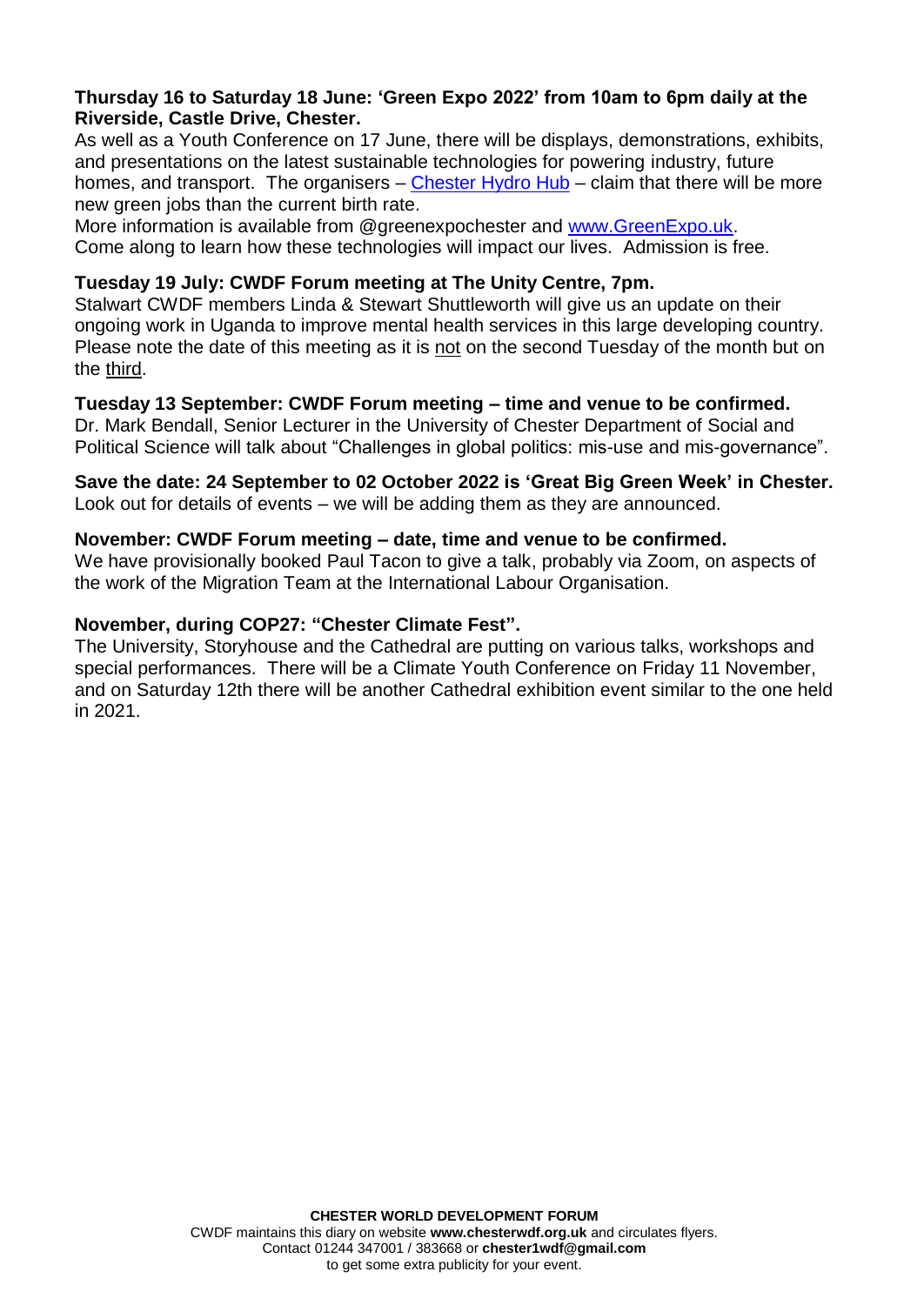**Thursday 16 to Saturday 18 June: 'Green Expo 2022' from 10am to 6pm daily at the Riverside, Castle Drive, Chester.**

As well as a Youth Conference on 17 June, there will be displays, demonstrations, exhibits, and presentations on the latest sustainable technologies for powering industry, future homes, and transport. The organisers – Chester Hydro Hub – claim that there will be more new green jobs than the current birth rate.

More information is available from @greenexpochester and www.GreenExpo.uk.

Come along to learn how these technologies will impact our lives. Admission is free.

**Tuesday 19 July: CWDF Forum meeting at The Unity Centre, 7pm.**

Stalwart CWDF members Linda & Stewart Shuttleworth will give us an update on their ongoing work in Uganda to improve mental health services in this large developing country. Please note the date of this meeting as it is not on the second Tuesday of the month but on the third.

**Tuesday 13 September: CWDF Forum meeting – time and venue to be confirmed.**

Dr. Mark Bendall, Senior Lecturer in the University of Chester Department of Social and Political Science will talk about "Challenges in global politics: mis-use and mis-governance".

**Save the date: 24 September to 02 October 2022 is 'Great Big Green Week' in Chester.**

Look out for details of events – we will be adding them as they are announced.

**November: CWDF Forum meeting – date, time and venue to be confirmed.**

We have provisionally booked Paul Tacon to give a talk, probably via Zoom, on aspects of the work of the Migration Team at the International Labour Organisation.

**November, during COP27: "Chester Climate Fest".**

The University, Storyhouse and the Cathedral are putting on various talks, workshops and special performances. There will be a Climate Youth Conference on Friday 11 November, and on Saturday 12th there will be another Cathedral exhibition event similar to the one held in 2021.

**CHESTER WORLD DEVELOPMENT FORUM**
CWDF maintains this diary on website **www.chesterwdf.org.uk** and circulates flyers.
Contact 01244 347001 / 383668 or **chester1wdf@gmail.com**
to get some extra publicity for your event.